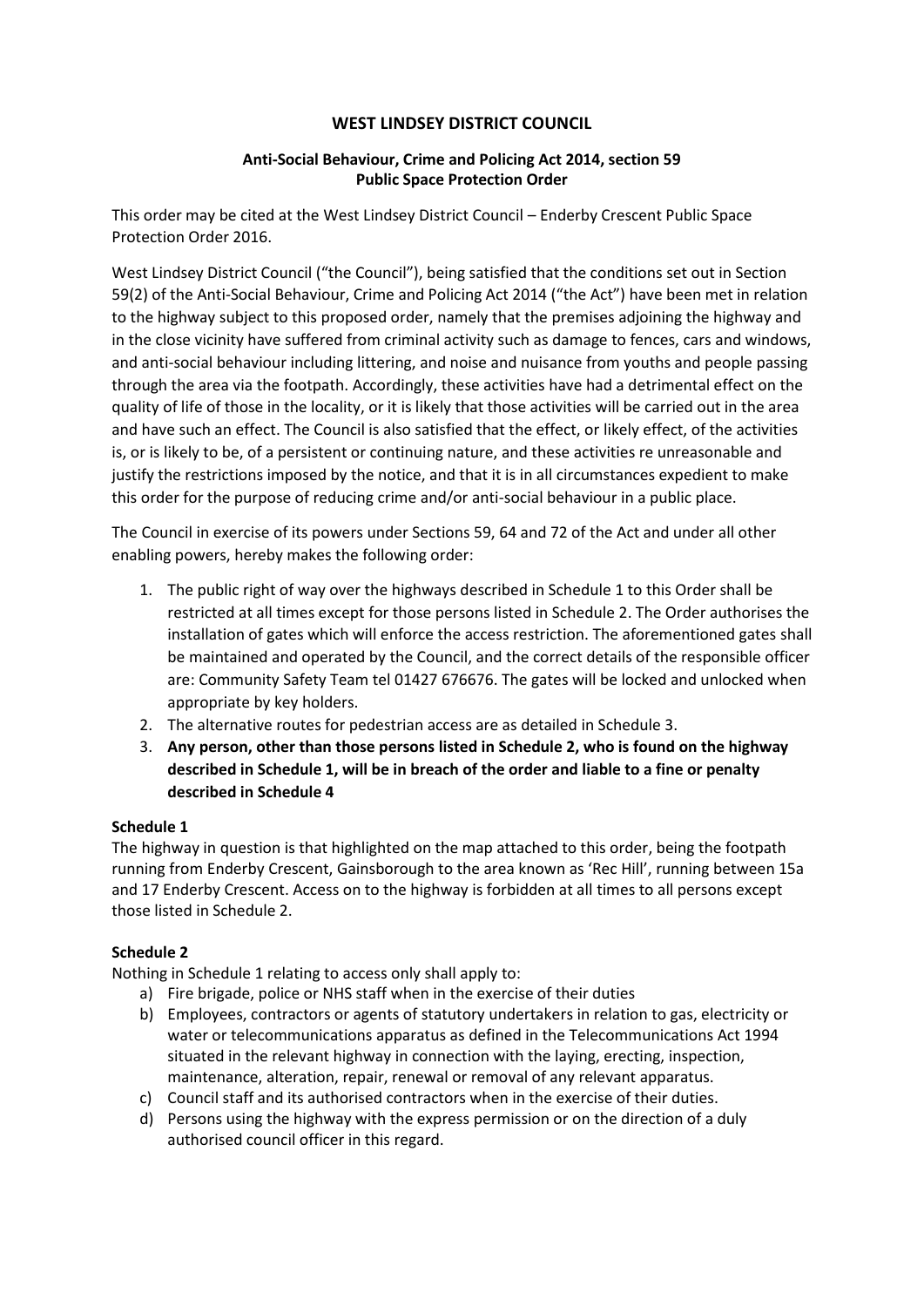# WEST LINDSEY DISTRICT COUNCIL

## Anti-Social Behaviour, Crime and Policing Act 2014, section 59
## Public Space Protection Order

This order may be cited at the West Lindsey District Council – Enderby Crescent Public Space Protection Order 2016.

West Lindsey District Council ("the Council"), being satisfied that the conditions set out in Section 59(2) of the Anti-Social Behaviour, Crime and Policing Act 2014 ("the Act") have been met in relation to the highway subject to this proposed order, namely that the premises adjoining the highway and in the close vicinity have suffered from criminal activity such as damage to fences, cars and windows, and anti-social behaviour including littering, and noise and nuisance from youths and people passing through the area via the footpath. Accordingly, these activities have had a detrimental effect on the quality of life of those in the locality, or it is likely that those activities will be carried out in the area and have such an effect. The Council is also satisfied that the effect, or likely effect, of the activities is, or is likely to be, of a persistent or continuing nature, and these activities re unreasonable and justify the restrictions imposed by the notice, and that it is in all circumstances expedient to make this order for the purpose of reducing crime and/or anti-social behaviour in a public place.

The Council in exercise of its powers under Sections 59, 64 and 72 of the Act and under all other enabling powers, hereby makes the following order:

1. The public right of way over the highways described in Schedule 1 to this Order shall be restricted at all times except for those persons listed in Schedule 2. The Order authorises the installation of gates which will enforce the access restriction. The aforementioned gates shall be maintained and operated by the Council, and the correct details of the responsible officer are: Community Safety Team tel 01427 676676. The gates will be locked and unlocked when appropriate by key holders.
2. The alternative routes for pedestrian access are as detailed in Schedule 3.
3. **Any person, other than those persons listed in Schedule 2, who is found on the highway described in Schedule 1, will be in breach of the order and liable to a fine or penalty described in Schedule 4**

**Schedule 1**

The highway in question is that highlighted on the map attached to this order, being the footpath running from Enderby Crescent, Gainsborough to the area known as 'Rec Hill', running between 15a and 17 Enderby Crescent. Access on to the highway is forbidden at all times to all persons except those listed in Schedule 2.

**Schedule 2**

Nothing in Schedule 1 relating to access only shall apply to:

a) Fire brigade, police or NHS staff when in the exercise of their duties
b) Employees, contractors or agents of statutory undertakers in relation to gas, electricity or water or telecommunications apparatus as defined in the Telecommunications Act 1994 situated in the relevant highway in connection with the laying, erecting, inspection, maintenance, alteration, repair, renewal or removal of any relevant apparatus.
c) Council staff and its authorised contractors when in the exercise of their duties.
d) Persons using the highway with the express permission or on the direction of a duly authorised council officer in this regard.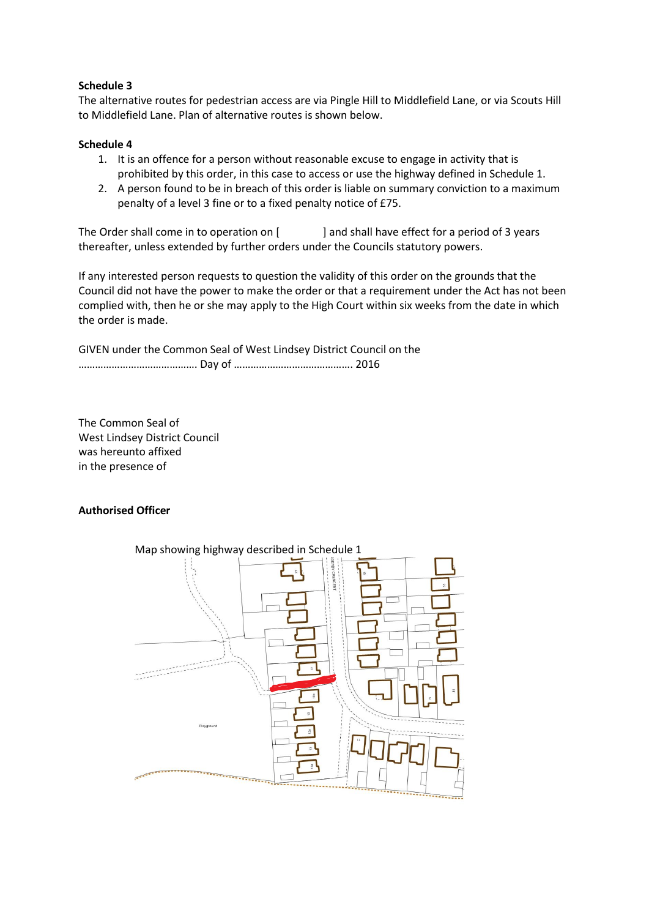**Schedule 3**

The alternative routes for pedestrian access are via Pingle Hill to Middlefield Lane, or via Scouts Hill to Middlefield Lane. Plan of alternative routes is shown below.

**Schedule 4**

1. It is an offence for a person without reasonable excuse to engage in activity that is prohibited by this order, in this case to access or use the highway defined in Schedule 1.
2. A person found to be in breach of this order is liable on summary conviction to a maximum penalty of a level 3 fine or to a fixed penalty notice of £75.

The Order shall come in to operation on [            ] and shall have effect for a period of 3 years thereafter, unless extended by further orders under the Councils statutory powers.

If any interested person requests to question the validity of this order on the grounds that the Council did not have the power to make the order or that a requirement under the Act has not been complied with, then he or she may apply to the High Court within six weeks from the date in which the order is made.

GIVEN under the Common Seal of West Lindsey District Council on the
……………………………………. Day of ……………………………………. 2016

The Common Seal of
West Lindsey District Council
was hereunto affixed
in the presence of

**Authorised Officer**

Map showing highway described in Schedule 1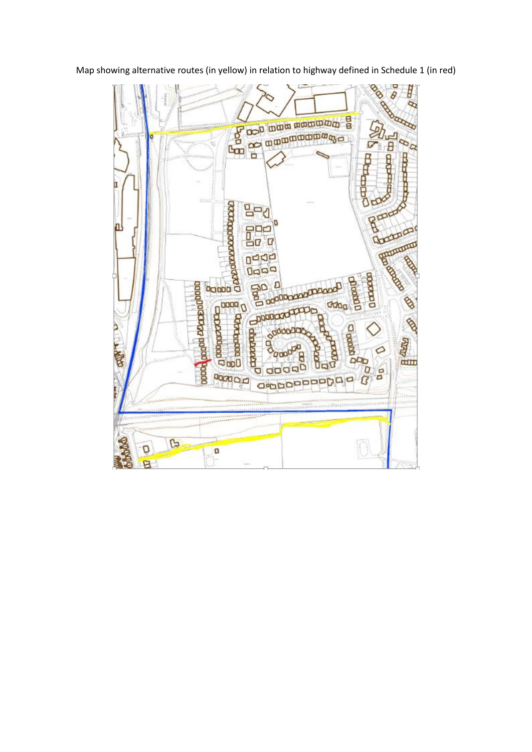Map showing alternative routes (in yellow) in relation to highway defined in Schedule 1 (in red)